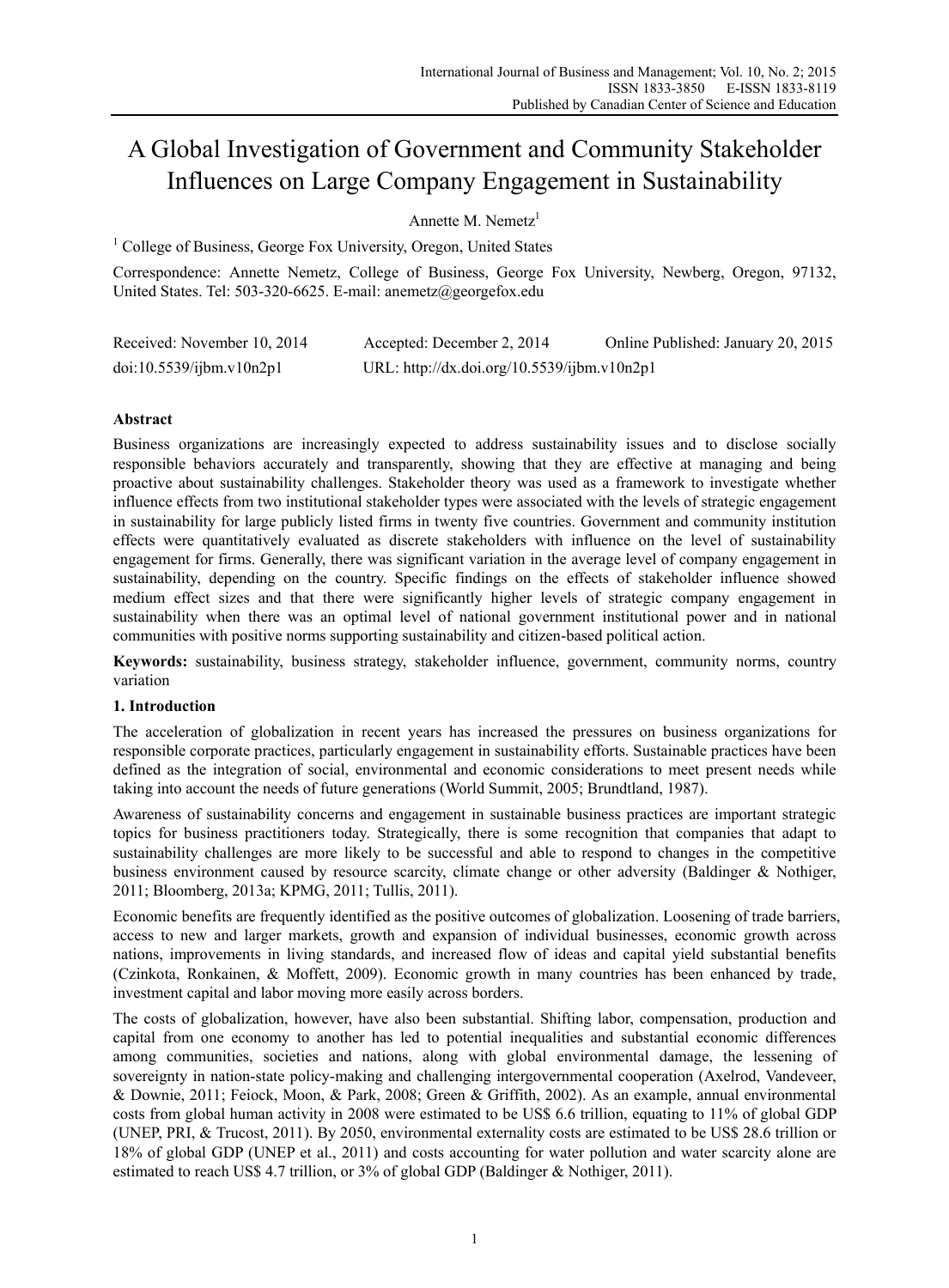# A Global Investigation of Government and Community Stakeholder Influences on Large Company Engagement in Sustainability

Annette M. Nemetz[1]

[1] College of Business, George Fox University, Oregon, United States

Correspondence: Annette Nemetz, College of Business, George Fox University, Newberg, Oregon, 97132, United States. Tel: 503-320-6625. E-mail: anemetz@georgefox.edu

Received: November 10, 2014 Accepted: December 2, 2014 Online Published: January 20, 2015

doi:10.5539/ijbm.v10n2p1 URL: http://dx.doi.org/10.5539/ijbm.v10n2p1

## Abstract

Business organizations are increasingly expected to address sustainability issues and to disclose socially responsible behaviors accurately and transparently, showing that they are effective at managing and being proactive about sustainability challenges. Stakeholder theory was used as a framework to investigate whether influence effects from two institutional stakeholder types were associated with the levels of strategic engagement in sustainability for large publicly listed firms in twenty five countries. Government and community institution effects were quantitatively evaluated as discrete stakeholders with influence on the level of sustainability engagement for firms. Generally, there was significant variation in the average level of company engagement in sustainability, depending on the country. Specific findings on the effects of stakeholder influence showed medium effect sizes and that there were significantly higher levels of strategic company engagement in sustainability when there was an optimal level of national government institutional power and in national communities with positive norms supporting sustainability and citizen-based political action.

**Keywords:** sustainability, business strategy, stakeholder influence, government, community norms, country variation

## 1. Introduction

The acceleration of globalization in recent years has increased the pressures on business organizations for responsible corporate practices, particularly engagement in sustainability efforts. Sustainable practices have been defined as the integration of social, environmental and economic considerations to meet present needs while taking into account the needs of future generations (World Summit, 2005; Brundtland, 1987).

Awareness of sustainability concerns and engagement in sustainable business practices are important strategic topics for business practitioners today. Strategically, there is some recognition that companies that adapt to sustainability challenges are more likely to be successful and able to respond to changes in the competitive business environment caused by resource scarcity, climate change or other adversity (Baldinger & Nothiger, 2011; Bloomberg, 2013a; KPMG, 2011; Tullis, 2011).

Economic benefits are frequently identified as the positive outcomes of globalization. Loosening of trade barriers, access to new and larger markets, growth and expansion of individual businesses, economic growth across nations, improvements in living standards, and increased flow of ideas and capital yield substantial benefits (Czinkota, Ronkainen, & Moffett, 2009). Economic growth in many countries has been enhanced by trade, investment capital and labor moving more easily across borders.

The costs of globalization, however, have also been substantial. Shifting labor, compensation, production and capital from one economy to another has led to potential inequalities and substantial economic differences among communities, societies and nations, along with global environmental damage, the lessening of sovereignty in nation-state policy-making and challenging intergovernmental cooperation (Axelrod, Vandeveer, & Downie, 2011; Feiock, Moon, & Park, 2008; Green & Griffith, 2002). As an example, annual environmental costs from global human activity in 2008 were estimated to be US$ 6.6 trillion, equating to 11% of global GDP (UNEP, PRI, & Trucost, 2011). By 2050, environmental externality costs are estimated to be US$ 28.6 trillion or 18% of global GDP (UNEP et al., 2011) and costs accounting for water pollution and water scarcity alone are estimated to reach US$ 4.7 trillion, or 3% of global GDP (Baldinger & Nothiger, 2011).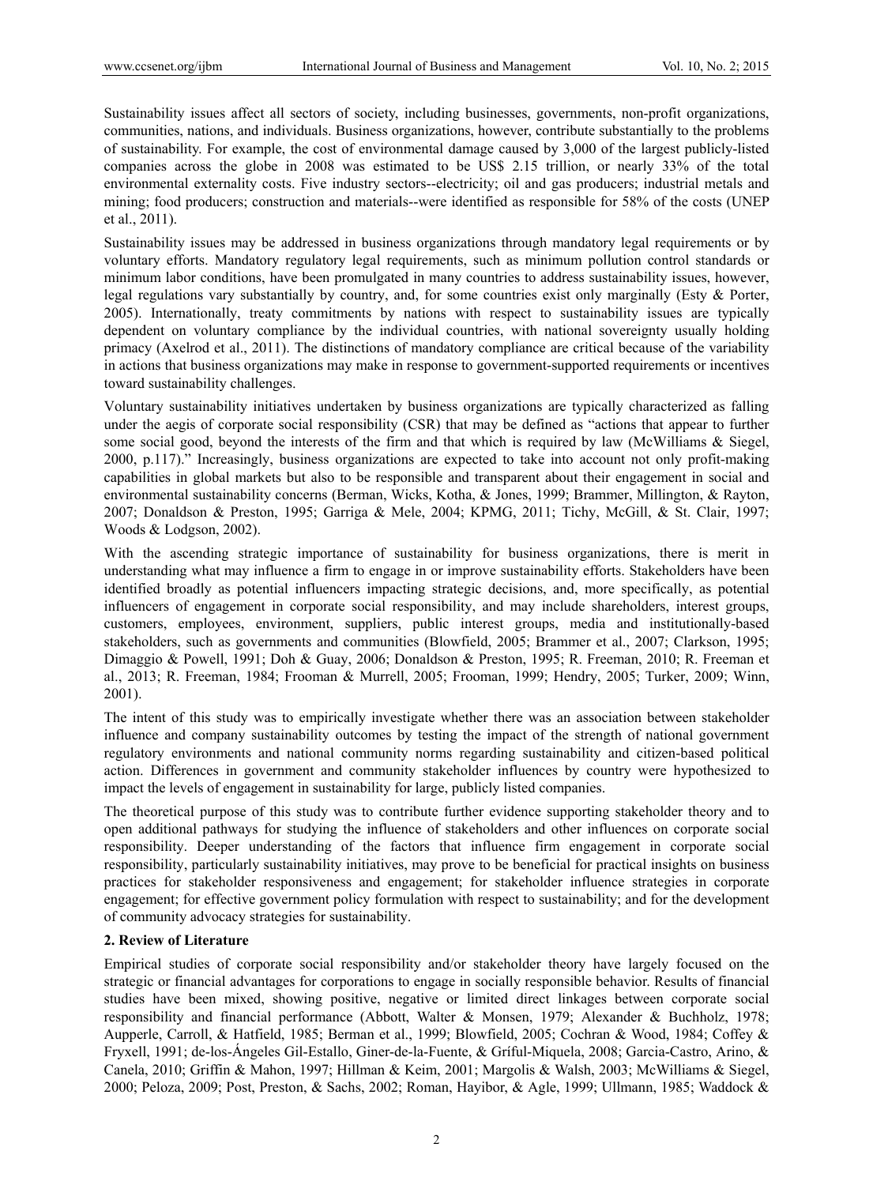Sustainability issues affect all sectors of society, including businesses, governments, non-profit organizations, communities, nations, and individuals. Business organizations, however, contribute substantially to the problems of sustainability. For example, the cost of environmental damage caused by 3,000 of the largest publicly-listed companies across the globe in 2008 was estimated to be US$ 2.15 trillion, or nearly 33% of the total environmental externality costs. Five industry sectors--electricity; oil and gas producers; industrial metals and mining; food producers; construction and materials--were identified as responsible for 58% of the costs (UNEP et al., 2011).

Sustainability issues may be addressed in business organizations through mandatory legal requirements or by voluntary efforts. Mandatory regulatory legal requirements, such as minimum pollution control standards or minimum labor conditions, have been promulgated in many countries to address sustainability issues, however, legal regulations vary substantially by country, and, for some countries exist only marginally (Esty & Porter, 2005). Internationally, treaty commitments by nations with respect to sustainability issues are typically dependent on voluntary compliance by the individual countries, with national sovereignty usually holding primacy (Axelrod et al., 2011). The distinctions of mandatory compliance are critical because of the variability in actions that business organizations may make in response to government-supported requirements or incentives toward sustainability challenges.

Voluntary sustainability initiatives undertaken by business organizations are typically characterized as falling under the aegis of corporate social responsibility (CSR) that may be defined as "actions that appear to further some social good, beyond the interests of the firm and that which is required by law (McWilliams & Siegel, 2000, p.117)." Increasingly, business organizations are expected to take into account not only profit-making capabilities in global markets but also to be responsible and transparent about their engagement in social and environmental sustainability concerns (Berman, Wicks, Kotha, & Jones, 1999; Brammer, Millington, & Rayton, 2007; Donaldson & Preston, 1995; Garriga & Mele, 2004; KPMG, 2011; Tichy, McGill, & St. Clair, 1997; Woods & Lodgson, 2002).

With the ascending strategic importance of sustainability for business organizations, there is merit in understanding what may influence a firm to engage in or improve sustainability efforts. Stakeholders have been identified broadly as potential influencers impacting strategic decisions, and, more specifically, as potential influencers of engagement in corporate social responsibility, and may include shareholders, interest groups, customers, employees, environment, suppliers, public interest groups, media and institutionally-based stakeholders, such as governments and communities (Blowfield, 2005; Brammer et al., 2007; Clarkson, 1995; Dimaggio & Powell, 1991; Doh & Guay, 2006; Donaldson & Preston, 1995; R. Freeman, 2010; R. Freeman et al., 2013; R. Freeman, 1984; Frooman & Murrell, 2005; Frooman, 1999; Hendry, 2005; Turker, 2009; Winn, 2001).

The intent of this study was to empirically investigate whether there was an association between stakeholder influence and company sustainability outcomes by testing the impact of the strength of national government regulatory environments and national community norms regarding sustainability and citizen-based political action. Differences in government and community stakeholder influences by country were hypothesized to impact the levels of engagement in sustainability for large, publicly listed companies.

The theoretical purpose of this study was to contribute further evidence supporting stakeholder theory and to open additional pathways for studying the influence of stakeholders and other influences on corporate social responsibility. Deeper understanding of the factors that influence firm engagement in corporate social responsibility, particularly sustainability initiatives, may prove to be beneficial for practical insights on business practices for stakeholder responsiveness and engagement; for stakeholder influence strategies in corporate engagement; for effective government policy formulation with respect to sustainability; and for the development of community advocacy strategies for sustainability.

## 2. Review of Literature

Empirical studies of corporate social responsibility and/or stakeholder theory have largely focused on the strategic or financial advantages for corporations to engage in socially responsible behavior. Results of financial studies have been mixed, showing positive, negative or limited direct linkages between corporate social responsibility and financial performance (Abbott, Walter & Monsen, 1979; Alexander & Buchholz, 1978; Aupperle, Carroll, & Hatfield, 1985; Berman et al., 1999; Blowfield, 2005; Cochran & Wood, 1984; Coffey & Fryxell, 1991; de-los-Ángeles Gil-Estallo, Giner-de-la-Fuente, & Gríful-Miquela, 2008; Garcia-Castro, Arino, & Canela, 2010; Griffin & Mahon, 1997; Hillman & Keim, 2001; Margolis & Walsh, 2003; McWilliams & Siegel, 2000; Peloza, 2009; Post, Preston, & Sachs, 2002; Roman, Hayibor, & Agle, 1999; Ullmann, 1985; Waddock &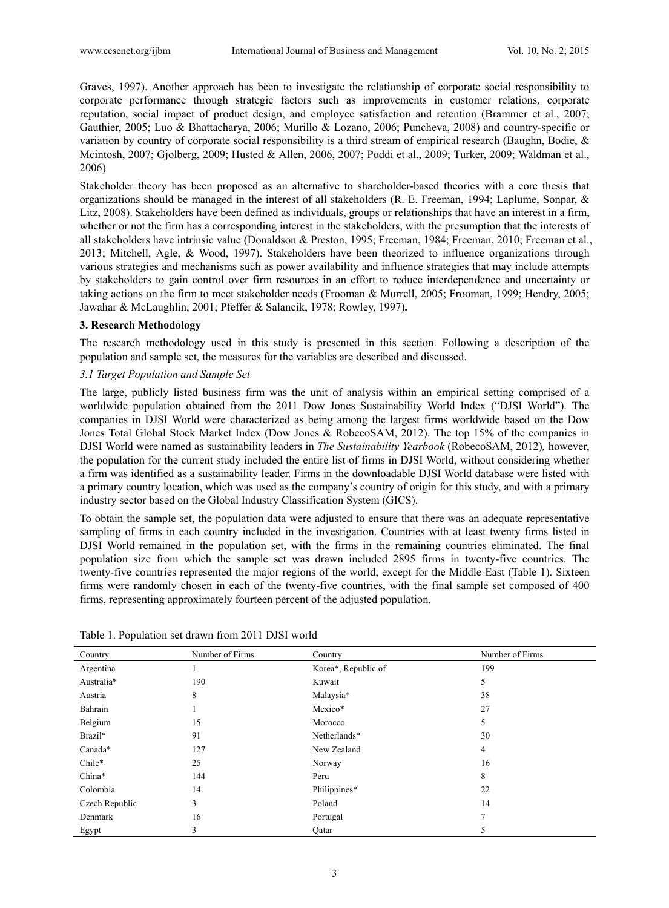Graves, 1997). Another approach has been to investigate the relationship of corporate social responsibility to corporate performance through strategic factors such as improvements in customer relations, corporate reputation, social impact of product design, and employee satisfaction and retention (Brammer et al., 2007; Gauthier, 2005; Luo & Bhattacharya, 2006; Murillo & Lozano, 2006; Puncheva, 2008) and country-specific or variation by country of corporate social responsibility is a third stream of empirical research (Baughn, Bodie, & Mcintosh, 2007; Gjolberg, 2009; Husted & Allen, 2006, 2007; Poddi et al., 2009; Turker, 2009; Waldman et al., 2006)

Stakeholder theory has been proposed as an alternative to shareholder-based theories with a core thesis that organizations should be managed in the interest of all stakeholders (R. E. Freeman, 1994; Laplume, Sonpar, & Litz, 2008). Stakeholders have been defined as individuals, groups or relationships that have an interest in a firm, whether or not the firm has a corresponding interest in the stakeholders, with the presumption that the interests of all stakeholders have intrinsic value (Donaldson & Preston, 1995; Freeman, 1984; Freeman, 2010; Freeman et al., 2013; Mitchell, Agle, & Wood, 1997). Stakeholders have been theorized to influence organizations through various strategies and mechanisms such as power availability and influence strategies that may include attempts by stakeholders to gain control over firm resources in an effort to reduce interdependence and uncertainty or taking actions on the firm to meet stakeholder needs (Frooman & Murrell, 2005; Frooman, 1999; Hendry, 2005; Jawahar & McLaughlin, 2001; Pfeffer & Salancik, 1978; Rowley, 1997)**.**

## 3. Research Methodology

The research methodology used in this study is presented in this section. Following a description of the population and sample set, the measures for the variables are described and discussed.

### *3.1 Target Population and Sample Set*

The large, publicly listed business firm was the unit of analysis within an empirical setting comprised of a worldwide population obtained from the 2011 Dow Jones Sustainability World Index ("DJSI World"). The companies in DJSI World were characterized as being among the largest firms worldwide based on the Dow Jones Total Global Stock Market Index (Dow Jones & RobecoSAM, 2012). The top 15% of the companies in DJSI World were named as sustainability leaders in *The Sustainability Yearbook* (RobecoSAM, 2012)*,* however, the population for the current study included the entire list of firms in DJSI World, without considering whether a firm was identified as a sustainability leader. Firms in the downloadable DJSI World database were listed with a primary country location, which was used as the company's country of origin for this study, and with a primary industry sector based on the Global Industry Classification System (GICS).

To obtain the sample set, the population data were adjusted to ensure that there was an adequate representative sampling of firms in each country included in the investigation. Countries with at least twenty firms listed in DJSI World remained in the population set, with the firms in the remaining countries eliminated. The final population size from which the sample set was drawn included 2895 firms in twenty-five countries. The twenty-five countries represented the major regions of the world, except for the Middle East (Table 1). Sixteen firms were randomly chosen in each of the twenty-five countries, with the final sample set composed of 400 firms, representing approximately fourteen percent of the adjusted population.

Table 1. Population set drawn from 2011 DJSI world

| Country | Number of Firms | Country | Number of Firms |
|---|---|---|---|
| Argentina | 1 | Korea*, Republic of | 199 |
| Australia* | 190 | Kuwait | 5 |
| Austria | 8 | Malaysia* | 38 |
| Bahrain | 1 | Mexico* | 27 |
| Belgium | 15 | Morocco | 5 |
| Brazil* | 91 | Netherlands* | 30 |
| Canada* | 127 | New Zealand | 4 |
| Chile* | 25 | Norway | 16 |
| China* | 144 | Peru | 8 |
| Colombia | 14 | Philippines* | 22 |
| Czech Republic | 3 | Poland | 14 |
| Denmark | 16 | Portugal | 7 |
| Egypt | 3 | Qatar | 5 |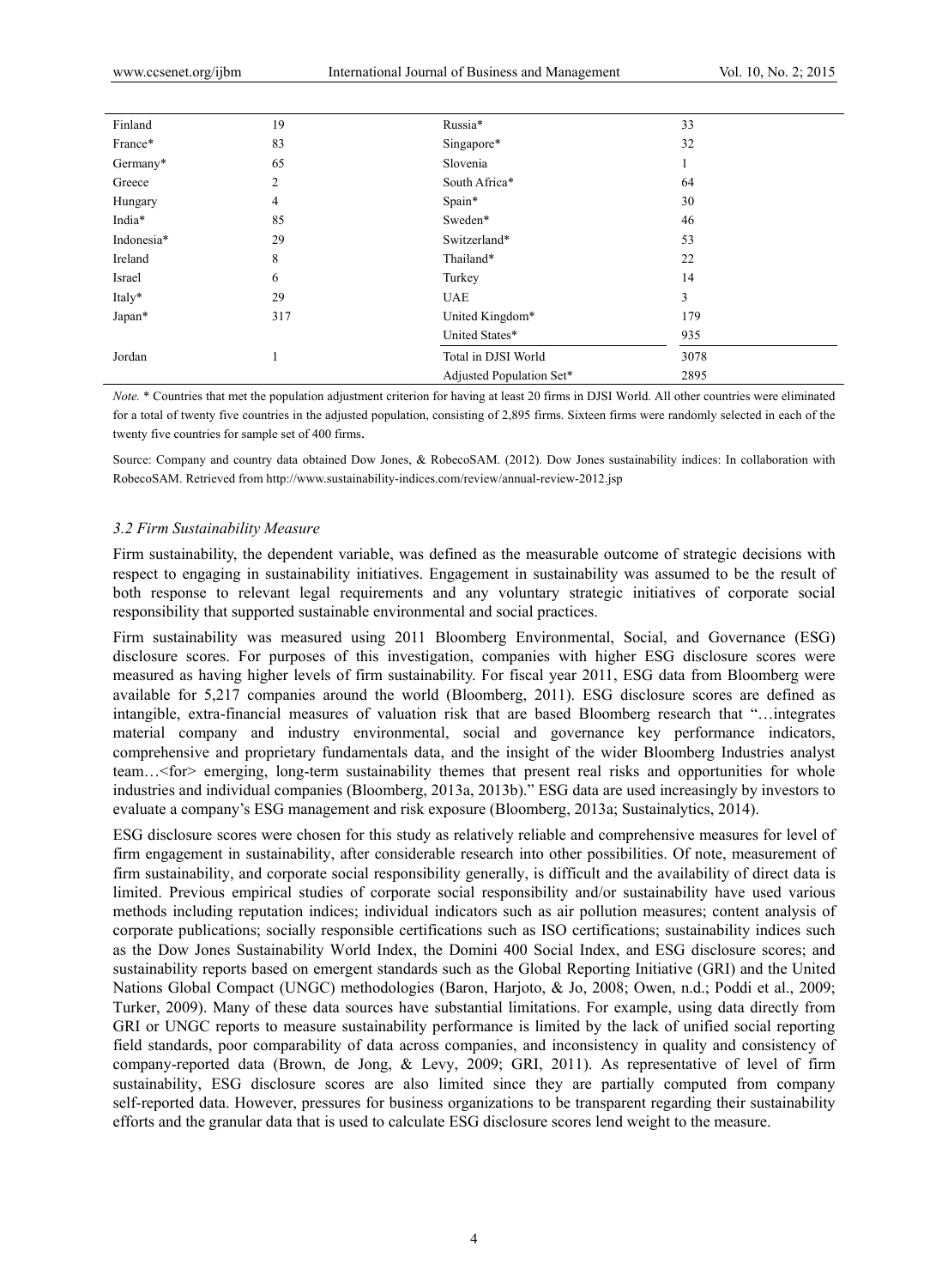| | | | |
|---|---|---|---|
| Finland | 19 | Russia* | 33 |
| France* | 83 | Singapore* | 32 |
| Germany* | 65 | Slovenia | 1 |
| Greece | 2 | South Africa* | 64 |
| Hungary | 4 | Spain* | 30 |
| India* | 85 | Sweden* | 46 |
| Indonesia* | 29 | Switzerland* | 53 |
| Ireland | 8 | Thailand* | 22 |
| Israel | 6 | Turkey | 14 |
| Italy* | 29 | UAE | 3 |
| Japan* | 317 | United Kingdom* | 179 |
| | | United States* | 935 |
| Jordan | 1 | Total in DJSI World | 3078 |
| | | Adjusted Population Set* | 2895 |

*Note.* * Countries that met the population adjustment criterion for having at least 20 firms in DJSI World. All other countries were eliminated for a total of twenty five countries in the adjusted population, consisting of 2,895 firms. Sixteen firms were randomly selected in each of the twenty five countries for sample set of 400 firms.

Source: Company and country data obtained Dow Jones, & RobecoSAM. (2012). Dow Jones sustainability indices: In collaboration with RobecoSAM. Retrieved from http://www.sustainability-indices.com/review/annual-review-2012.jsp

### *3.2 Firm Sustainability Measure*

Firm sustainability, the dependent variable, was defined as the measurable outcome of strategic decisions with respect to engaging in sustainability initiatives. Engagement in sustainability was assumed to be the result of both response to relevant legal requirements and any voluntary strategic initiatives of corporate social responsibility that supported sustainable environmental and social practices.

Firm sustainability was measured using 2011 Bloomberg Environmental, Social, and Governance (ESG) disclosure scores. For purposes of this investigation, companies with higher ESG disclosure scores were measured as having higher levels of firm sustainability. For fiscal year 2011, ESG data from Bloomberg were available for 5,217 companies around the world (Bloomberg, 2011). ESG disclosure scores are defined as intangible, extra-financial measures of valuation risk that are based Bloomberg research that "…integrates material company and industry environmental, social and governance key performance indicators, comprehensive and proprietary fundamentals data, and the insight of the wider Bloomberg Industries analyst team…<for> emerging, long-term sustainability themes that present real risks and opportunities for whole industries and individual companies (Bloomberg, 2013a, 2013b)." ESG data are used increasingly by investors to evaluate a company's ESG management and risk exposure (Bloomberg, 2013a; Sustainalytics, 2014).

ESG disclosure scores were chosen for this study as relatively reliable and comprehensive measures for level of firm engagement in sustainability, after considerable research into other possibilities. Of note, measurement of firm sustainability, and corporate social responsibility generally, is difficult and the availability of direct data is limited. Previous empirical studies of corporate social responsibility and/or sustainability have used various methods including reputation indices; individual indicators such as air pollution measures; content analysis of corporate publications; socially responsible certifications such as ISO certifications; sustainability indices such as the Dow Jones Sustainability World Index, the Domini 400 Social Index, and ESG disclosure scores; and sustainability reports based on emergent standards such as the Global Reporting Initiative (GRI) and the United Nations Global Compact (UNGC) methodologies (Baron, Harjoto, & Jo, 2008; Owen, n.d.; Poddi et al., 2009; Turker, 2009). Many of these data sources have substantial limitations. For example, using data directly from GRI or UNGC reports to measure sustainability performance is limited by the lack of unified social reporting field standards, poor comparability of data across companies, and inconsistency in quality and consistency of company-reported data (Brown, de Jong, & Levy, 2009; GRI, 2011). As representative of level of firm sustainability, ESG disclosure scores are also limited since they are partially computed from company self-reported data. However, pressures for business organizations to be transparent regarding their sustainability efforts and the granular data that is used to calculate ESG disclosure scores lend weight to the measure.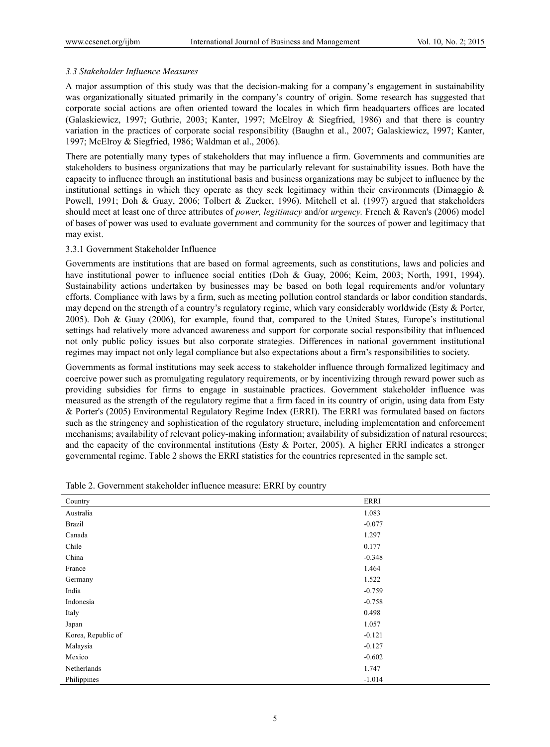### *3.3 Stakeholder Influence Measures*

A major assumption of this study was that the decision-making for a company's engagement in sustainability was organizationally situated primarily in the company's country of origin. Some research has suggested that corporate social actions are often oriented toward the locales in which firm headquarters offices are located (Galaskiewicz, 1997; Guthrie, 2003; Kanter, 1997; McElroy & Siegfried, 1986) and that there is country variation in the practices of corporate social responsibility (Baughn et al., 2007; Galaskiewicz, 1997; Kanter, 1997; McElroy & Siegfried, 1986; Waldman et al., 2006).

There are potentially many types of stakeholders that may influence a firm. Governments and communities are stakeholders to business organizations that may be particularly relevant for sustainability issues. Both have the capacity to influence through an institutional basis and business organizations may be subject to influence by the institutional settings in which they operate as they seek legitimacy within their environments (Dimaggio & Powell, 1991; Doh & Guay, 2006; Tolbert & Zucker, 1996). Mitchell et al. (1997) argued that stakeholders should meet at least one of three attributes of *power, legitimacy* and/or *urgency.* French & Raven's (2006) model of bases of power was used to evaluate government and community for the sources of power and legitimacy that may exist.

#### 3.3.1 Government Stakeholder Influence

Governments are institutions that are based on formal agreements, such as constitutions, laws and policies and have institutional power to influence social entities (Doh & Guay, 2006; Keim, 2003; North, 1991, 1994). Sustainability actions undertaken by businesses may be based on both legal requirements and/or voluntary efforts. Compliance with laws by a firm, such as meeting pollution control standards or labor condition standards, may depend on the strength of a country's regulatory regime, which vary considerably worldwide (Esty & Porter, 2005). Doh & Guay (2006), for example, found that, compared to the United States, Europe's institutional settings had relatively more advanced awareness and support for corporate social responsibility that influenced not only public policy issues but also corporate strategies. Differences in national government institutional regimes may impact not only legal compliance but also expectations about a firm's responsibilities to society.

Governments as formal institutions may seek access to stakeholder influence through formalized legitimacy and coercive power such as promulgating regulatory requirements, or by incentivizing through reward power such as providing subsidies for firms to engage in sustainable practices. Government stakeholder influence was measured as the strength of the regulatory regime that a firm faced in its country of origin, using data from Esty & Porter's (2005) Environmental Regulatory Regime Index (ERRI). The ERRI was formulated based on factors such as the stringency and sophistication of the regulatory structure, including implementation and enforcement mechanisms; availability of relevant policy-making information; availability of subsidization of natural resources; and the capacity of the environmental institutions (Esty & Porter, 2005). A higher ERRI indicates a stronger governmental regime. Table 2 shows the ERRI statistics for the countries represented in the sample set.

Table 2. Government stakeholder influence measure: ERRI by country

| Country | ERRI |
|---|---|
| Australia | 1.083 |
| Brazil | -0.077 |
| Canada | 1.297 |
| Chile | 0.177 |
| China | -0.348 |
| France | 1.464 |
| Germany | 1.522 |
| India | -0.759 |
| Indonesia | -0.758 |
| Italy | 0.498 |
| Japan | 1.057 |
| Korea, Republic of | -0.121 |
| Malaysia | -0.127 |
| Mexico | -0.602 |
| Netherlands | 1.747 |
| Philippines | -1.014 |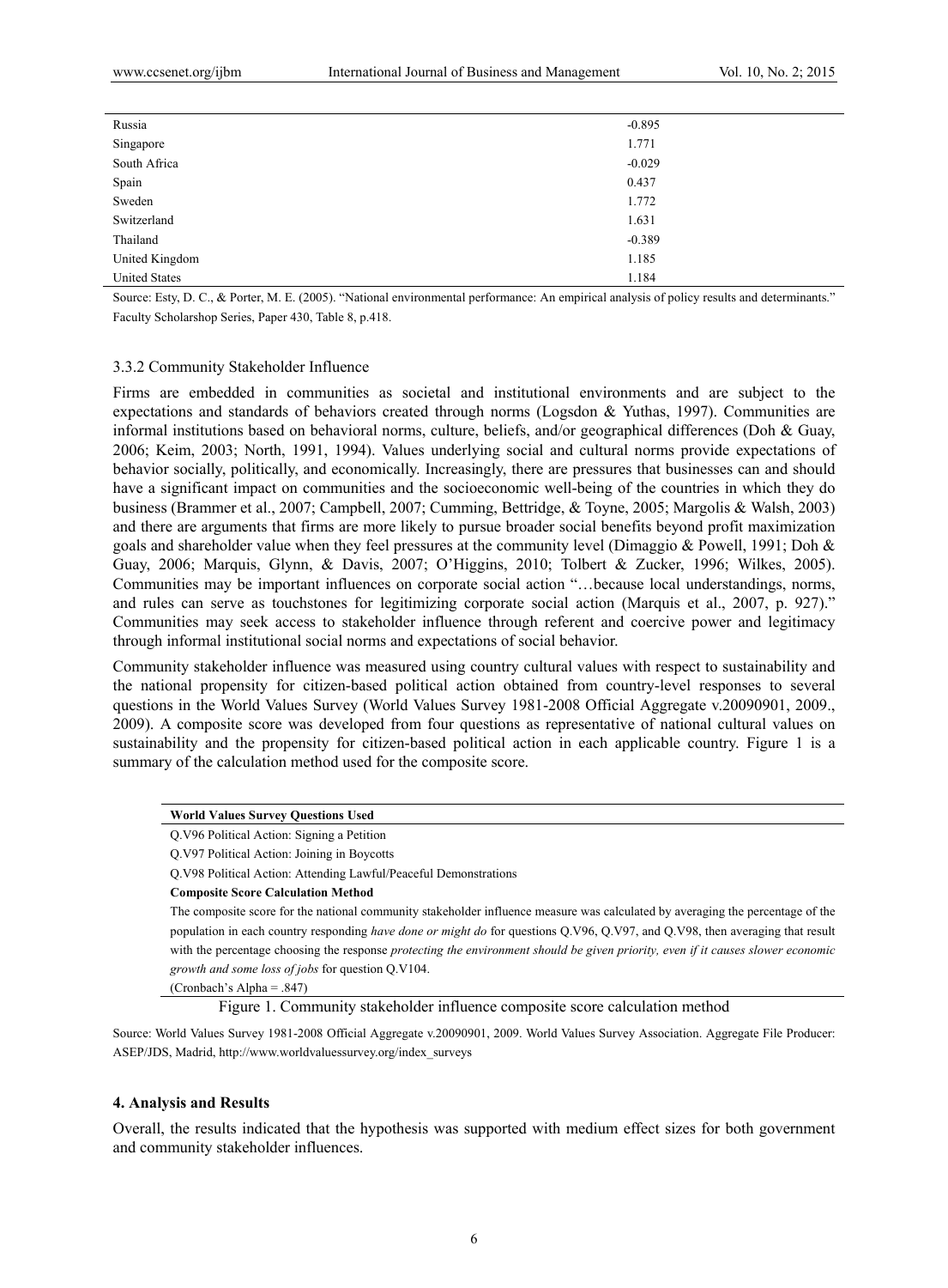| | |
|---|---|
| Russia | -0.895 |
| Singapore | 1.771 |
| South Africa | -0.029 |
| Spain | 0.437 |
| Sweden | 1.772 |
| Switzerland | 1.631 |
| Thailand | -0.389 |
| United Kingdom | 1.185 |
| United States | 1.184 |

Source: Esty, D. C., & Porter, M. E. (2005). "National environmental performance: An empirical analysis of policy results and determinants." Faculty Scholarshop Series, Paper 430, Table 8, p.418.

### 3.3.2 Community Stakeholder Influence

Firms are embedded in communities as societal and institutional environments and are subject to the expectations and standards of behaviors created through norms (Logsdon & Yuthas, 1997). Communities are informal institutions based on behavioral norms, culture, beliefs, and/or geographical differences (Doh & Guay, 2006; Keim, 2003; North, 1991, 1994). Values underlying social and cultural norms provide expectations of behavior socially, politically, and economically. Increasingly, there are pressures that businesses can and should have a significant impact on communities and the socioeconomic well-being of the countries in which they do business (Brammer et al., 2007; Campbell, 2007; Cumming, Bettridge, & Toyne, 2005; Margolis & Walsh, 2003) and there are arguments that firms are more likely to pursue broader social benefits beyond profit maximization goals and shareholder value when they feel pressures at the community level (Dimaggio & Powell, 1991; Doh & Guay, 2006; Marquis, Glynn, & Davis, 2007; O'Higgins, 2010; Tolbert & Zucker, 1996; Wilkes, 2005). Communities may be important influences on corporate social action "…because local understandings, norms, and rules can serve as touchstones for legitimizing corporate social action (Marquis et al., 2007, p. 927)." Communities may seek access to stakeholder influence through referent and coercive power and legitimacy through informal institutional social norms and expectations of social behavior.

Community stakeholder influence was measured using country cultural values with respect to sustainability and the national propensity for citizen-based political action obtained from country-level responses to several questions in the World Values Survey (World Values Survey 1981-2008 Official Aggregate v.20090901, 2009., 2009). A composite score was developed from four questions as representative of national cultural values on sustainability and the propensity for citizen-based political action in each applicable country. Figure 1 is a summary of the calculation method used for the composite score.

| **World Values Survey Questions Used** |
|---|
| Q.V96 Political Action: Signing a Petition |
| Q.V97 Political Action: Joining in Boycotts |
| Q.V98 Political Action: Attending Lawful/Peaceful Demonstrations |
| **Composite Score Calculation Method** |
| The composite score for the national community stakeholder influence measure was calculated by averaging the percentage of the population in each country responding *have done or might do* for questions Q.V96, Q.V97, and Q.V98, then averaging that result with the percentage choosing the response *protecting the environment should be given priority, even if it causes slower economic growth and some loss of jobs* for question Q.V104. |
| (Cronbach's Alpha = .847) |

Figure 1. Community stakeholder influence composite score calculation method

Source: World Values Survey 1981-2008 Official Aggregate v.20090901, 2009. World Values Survey Association. Aggregate File Producer: ASEP/JDS, Madrid, http://www.worldvaluessurvey.org/index_surveys

## 4. Analysis and Results

Overall, the results indicated that the hypothesis was supported with medium effect sizes for both government and community stakeholder influences.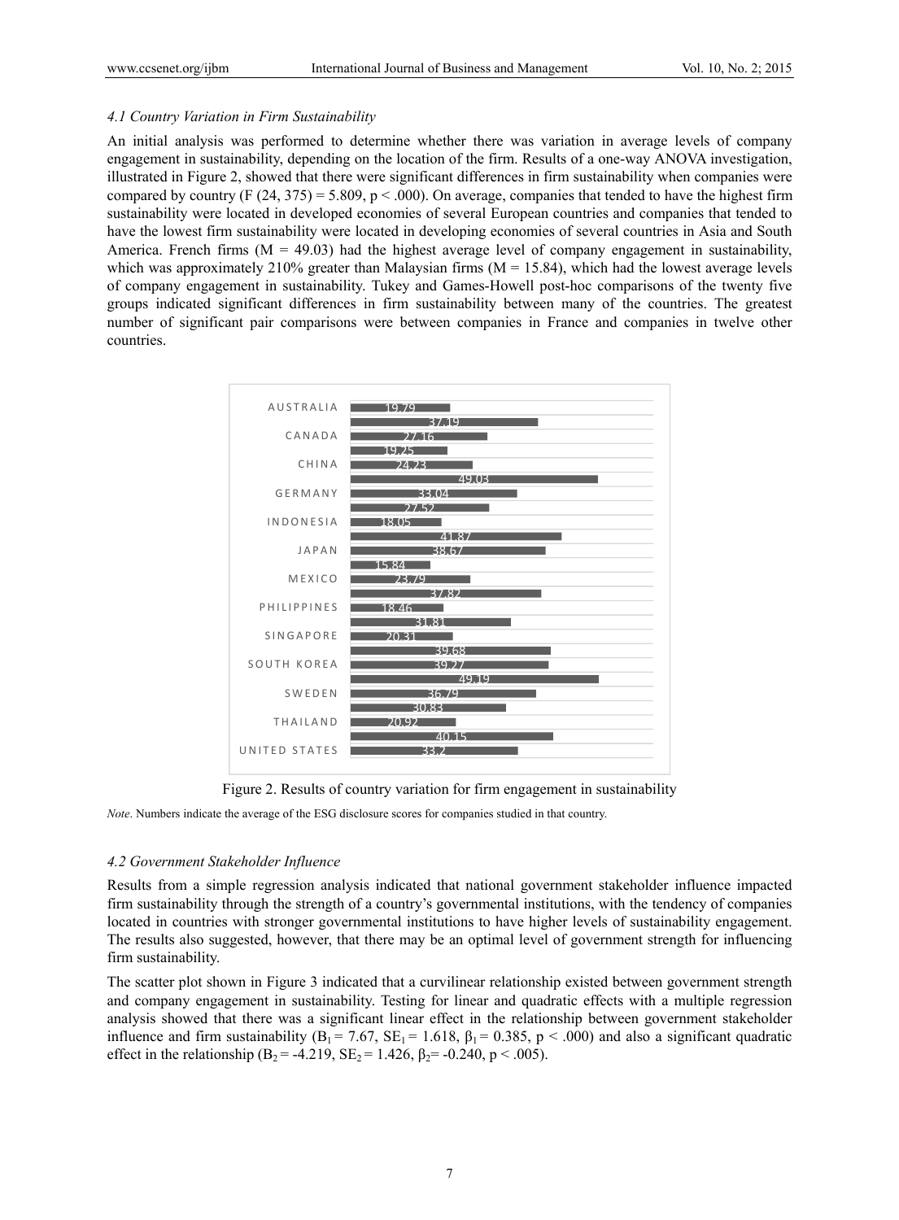### *4.1 Country Variation in Firm Sustainability*

An initial analysis was performed to determine whether there was variation in average levels of company engagement in sustainability, depending on the location of the firm. Results of a one-way ANOVA investigation, illustrated in Figure 2, showed that there were significant differences in firm sustainability when companies were compared by country ($F (24, 375) = 5.809$, $p < .000$). On average, companies that tended to have the highest firm sustainability were located in developed economies of several European countries and companies that tended to have the lowest firm sustainability were located in developing economies of several countries in Asia and South America. French firms ($M = 49.03$) had the highest average level of company engagement in sustainability, which was approximately 210% greater than Malaysian firms ($M = 15.84$), which had the lowest average levels of company engagement in sustainability. Tukey and Games-Howell post-hoc comparisons of the twenty five groups indicated significant differences in firm sustainability between many of the countries. The greatest number of significant pair comparisons were between companies in France and companies in twelve other countries.

| Country | Score |
| --- | --- |
| AUSTRALIA | 19.79 |
| | 37.19 |
| CANADA | 27.16 |
| | 19.25 |
| CHINA | 24.23 |
| | 49.03 |
| GERMANY | 33.04 |
| | 27.52 |
| INDONESIA | 18.05 |
| | 41.87 |
| JAPAN | 38.67 |
| | 15.84 |
| MEXICO | 23.79 |
| | 37.82 |
| PHILIPPINES | 18.46 |
| | 31.81 |
| SINGAPORE | 20.31 |
| | 39.68 |
| SOUTH KOREA | 39.27 |
| | 49.19 |
| SWEDEN | 36.79 |
| | 30.83 |
| THAILAND | 20.92 |
| | 40.15 |
| UNITED STATES | 33.2 |

Figure 2. Results of country variation for firm engagement in sustainability

*Note*. Numbers indicate the average of the ESG disclosure scores for companies studied in that country.

### *4.2 Government Stakeholder Influence*

Results from a simple regression analysis indicated that national government stakeholder influence impacted firm sustainability through the strength of a country's governmental institutions, with the tendency of companies located in countries with stronger governmental institutions to have higher levels of sustainability engagement. The results also suggested, however, that there may be an optimal level of government strength for influencing firm sustainability.

The scatter plot shown in Figure 3 indicated that a curvilinear relationship existed between government strength and company engagement in sustainability. Testing for linear and quadratic effects with a multiple regression analysis showed that there was a significant linear effect in the relationship between government stakeholder influence and firm sustainability ($B_1 = 7.67$, $SE_1 = 1.618$, $\beta_1 = 0.385$, $p < .000$) and also a significant quadratic effect in the relationship ($B_2 = -4.219$, $SE_2 = 1.426$, $\beta_2 = -0.240$, $p < .005$).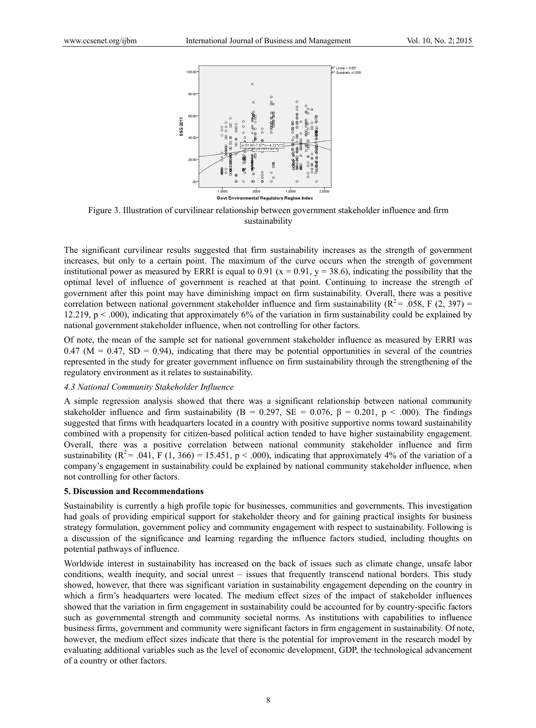Figure 3. Illustration of curvilinear relationship between government stakeholder influence and firm sustainability

The significant curvilinear results suggested that firm sustainability increases as the strength of government increases, but only to a certain point. The maximum of the curve occurs when the strength of government institutional power as measured by ERRI is equal to 0.91 ($x = 0.91$, $y = 38.6$), indicating the possibility that the optimal level of influence of government is reached at that point. Continuing to increase the strength of government after this point may have diminishing impact on firm sustainability. Overall, there was a positive correlation between national government stakeholder influence and firm sustainability ($R^2 = .058$, $F(2, 397) = 12.219$, $p < .000$), indicating that approximately 6% of the variation in firm sustainability could be explained by national government stakeholder influence, when not controlling for other factors.

Of note, the mean of the sample set for national government stakeholder influence as measured by ERRI was 0.47 ($M = 0.47$, $SD = 0.94$), indicating that there may be potential opportunities in several of the countries represented in the study for greater government influence on firm sustainability through the strengthening of the regulatory environment as it relates to sustainability.

### *4.3 National Community Stakeholder Influence*

A simple regression analysis showed that there was a significant relationship between national community stakeholder influence and firm sustainability ($B = 0.297$, $SE = 0.076$, $\beta = 0.201$, $p < .000$). The findings suggested that firms with headquarters located in a country with positive supportive norms toward sustainability combined with a propensity for citizen-based political action tended to have higher sustainability engagement. Overall, there was a positive correlation between national community stakeholder influence and firm sustainability ($R^2 = .041$, $F(1, 366) = 15.451$, $p < .000$), indicating that approximately 4% of the variation of a company's engagement in sustainability could be explained by national community stakeholder influence, when not controlling for other factors.

## 5. Discussion and Recommendations

Sustainability is currently a high profile topic for businesses, communities and governments. This investigation had goals of providing empirical support for stakeholder theory and for gaining practical insights for business strategy formulation, government policy and community engagement with respect to sustainability. Following is a discussion of the significance and learning regarding the influence factors studied, including thoughts on potential pathways of influence.

Worldwide interest in sustainability has increased on the back of issues such as climate change, unsafe labor conditions, wealth inequity, and social unrest – issues that frequently transcend national borders. This study showed, however, that there was significant variation in sustainability engagement depending on the country in which a firm's headquarters were located. The medium effect sizes of the impact of stakeholder influences showed that the variation in firm engagement in sustainability could be accounted for by country-specific factors such as governmental strength and community societal norms. As institutions with capabilities to influence business firms, government and community were significant factors in firm engagement in sustainability. Of note, however, the medium effect sizes indicate that there is the potential for improvement in the research model by evaluating additional variables such as the level of economic development, GDP, the technological advancement of a country or other factors.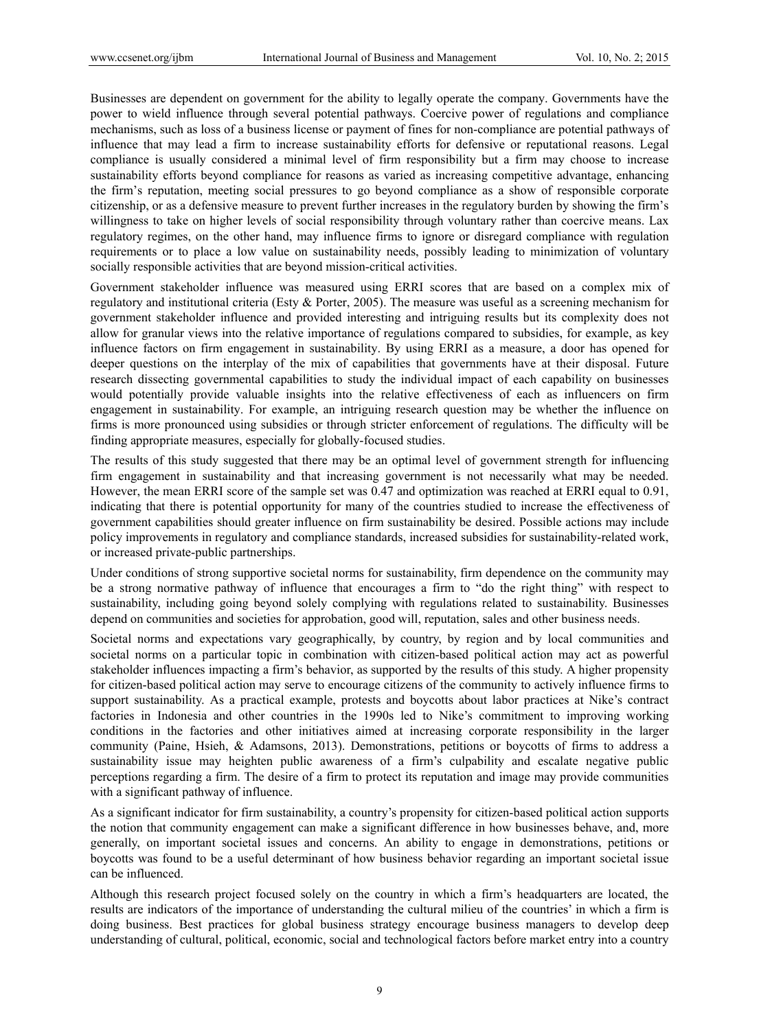Businesses are dependent on government for the ability to legally operate the company. Governments have the power to wield influence through several potential pathways. Coercive power of regulations and compliance mechanisms, such as loss of a business license or payment of fines for non-compliance are potential pathways of influence that may lead a firm to increase sustainability efforts for defensive or reputational reasons. Legal compliance is usually considered a minimal level of firm responsibility but a firm may choose to increase sustainability efforts beyond compliance for reasons as varied as increasing competitive advantage, enhancing the firm's reputation, meeting social pressures to go beyond compliance as a show of responsible corporate citizenship, or as a defensive measure to prevent further increases in the regulatory burden by showing the firm's willingness to take on higher levels of social responsibility through voluntary rather than coercive means. Lax regulatory regimes, on the other hand, may influence firms to ignore or disregard compliance with regulation requirements or to place a low value on sustainability needs, possibly leading to minimization of voluntary socially responsible activities that are beyond mission-critical activities.

Government stakeholder influence was measured using ERRI scores that are based on a complex mix of regulatory and institutional criteria (Esty & Porter, 2005). The measure was useful as a screening mechanism for government stakeholder influence and provided interesting and intriguing results but its complexity does not allow for granular views into the relative importance of regulations compared to subsidies, for example, as key influence factors on firm engagement in sustainability. By using ERRI as a measure, a door has opened for deeper questions on the interplay of the mix of capabilities that governments have at their disposal. Future research dissecting governmental capabilities to study the individual impact of each capability on businesses would potentially provide valuable insights into the relative effectiveness of each as influencers on firm engagement in sustainability. For example, an intriguing research question may be whether the influence on firms is more pronounced using subsidies or through stricter enforcement of regulations. The difficulty will be finding appropriate measures, especially for globally-focused studies.

The results of this study suggested that there may be an optimal level of government strength for influencing firm engagement in sustainability and that increasing government is not necessarily what may be needed. However, the mean ERRI score of the sample set was 0.47 and optimization was reached at ERRI equal to 0.91, indicating that there is potential opportunity for many of the countries studied to increase the effectiveness of government capabilities should greater influence on firm sustainability be desired. Possible actions may include policy improvements in regulatory and compliance standards, increased subsidies for sustainability-related work, or increased private-public partnerships.

Under conditions of strong supportive societal norms for sustainability, firm dependence on the community may be a strong normative pathway of influence that encourages a firm to "do the right thing" with respect to sustainability, including going beyond solely complying with regulations related to sustainability. Businesses depend on communities and societies for approbation, good will, reputation, sales and other business needs.

Societal norms and expectations vary geographically, by country, by region and by local communities and societal norms on a particular topic in combination with citizen-based political action may act as powerful stakeholder influences impacting a firm's behavior, as supported by the results of this study. A higher propensity for citizen-based political action may serve to encourage citizens of the community to actively influence firms to support sustainability. As a practical example, protests and boycotts about labor practices at Nike's contract factories in Indonesia and other countries in the 1990s led to Nike's commitment to improving working conditions in the factories and other initiatives aimed at increasing corporate responsibility in the larger community (Paine, Hsieh, & Adamsons, 2013). Demonstrations, petitions or boycotts of firms to address a sustainability issue may heighten public awareness of a firm's culpability and escalate negative public perceptions regarding a firm. The desire of a firm to protect its reputation and image may provide communities with a significant pathway of influence.

As a significant indicator for firm sustainability, a country's propensity for citizen-based political action supports the notion that community engagement can make a significant difference in how businesses behave, and, more generally, on important societal issues and concerns. An ability to engage in demonstrations, petitions or boycotts was found to be a useful determinant of how business behavior regarding an important societal issue can be influenced.

Although this research project focused solely on the country in which a firm's headquarters are located, the results are indicators of the importance of understanding the cultural milieu of the countries' in which a firm is doing business. Best practices for global business strategy encourage business managers to develop deep understanding of cultural, political, economic, social and technological factors before market entry into a country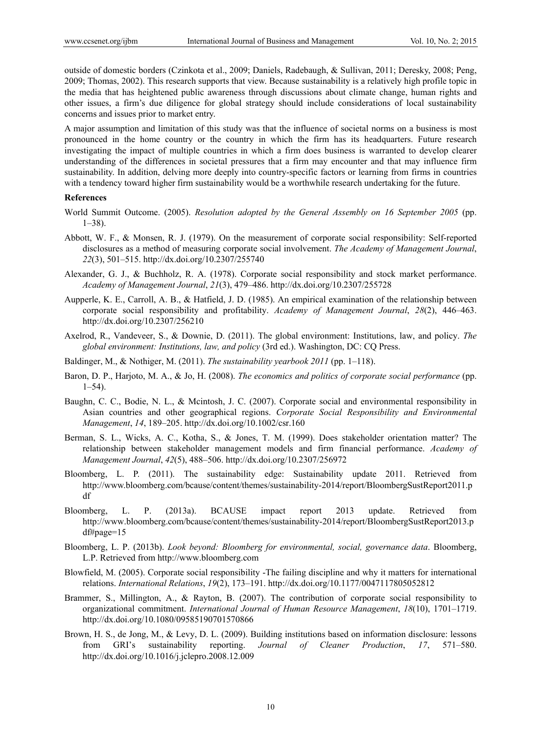outside of domestic borders (Czinkota et al., 2009; Daniels, Radebaugh, & Sullivan, 2011; Deresky, 2008; Peng, 2009; Thomas, 2002). This research supports that view. Because sustainability is a relatively high profile topic in the media that has heightened public awareness through discussions about climate change, human rights and other issues, a firm's due diligence for global strategy should include considerations of local sustainability concerns and issues prior to market entry.

A major assumption and limitation of this study was that the influence of societal norms on a business is most pronounced in the home country or the country in which the firm has its headquarters. Future research investigating the impact of multiple countries in which a firm does business is warranted to develop clearer understanding of the differences in societal pressures that a firm may encounter and that may influence firm sustainability. In addition, delving more deeply into country-specific factors or learning from firms in countries with a tendency toward higher firm sustainability would be a worthwhile research undertaking for the future.

**References**

World Summit Outcome. (2005). *Resolution adopted by the General Assembly on 16 September 2005* (pp. 1–38).

Abbott, W. F., & Monsen, R. J. (1979). On the measurement of corporate social responsibility: Self-reported disclosures as a method of measuring corporate social involvement. *The Academy of Management Journal*, *22*(3), 501–515. http://dx.doi.org/10.2307/255740

Alexander, G. J., & Buchholz, R. A. (1978). Corporate social responsibility and stock market performance. *Academy of Management Journal*, *21*(3), 479–486. http://dx.doi.org/10.2307/255728

Aupperle, K. E., Carroll, A. B., & Hatfield, J. D. (1985). An empirical examination of the relationship between corporate social responsibility and profitability. *Academy of Management Journal*, *28*(2), 446–463. http://dx.doi.org/10.2307/256210

Axelrod, R., Vandeveer, S., & Downie, D. (2011). The global environment: Institutions, law, and policy. *The global environment: Institutions, law, and policy* (3rd ed.). Washington, DC: CQ Press.

Baldinger, M., & Nothiger, M. (2011). *The sustainability yearbook 2011* (pp. 1–118).

Baron, D. P., Harjoto, M. A., & Jo, H. (2008). *The economics and politics of corporate social performance* (pp. 1–54).

Baughn, C. C., Bodie, N. L., & Mcintosh, J. C. (2007). Corporate social and environmental responsibility in Asian countries and other geographical regions. *Corporate Social Responsibility and Environmental Management*, *14*, 189–205. http://dx.doi.org/10.1002/csr.160

Berman, S. L., Wicks, A. C., Kotha, S., & Jones, T. M. (1999). Does stakeholder orientation matter? The relationship between stakeholder management models and firm financial performance. *Academy of Management Journal*, *42*(5), 488–506. http://dx.doi.org/10.2307/256972

Bloomberg, L. P. (2011). The sustainability edge: Sustainability update 2011. Retrieved from http://www.bloomberg.com/bcause/content/themes/sustainability-2014/report/BloombergSustReport2011.pdf

Bloomberg, L. P. (2013a). BCAUSE impact report 2013 update. Retrieved from http://www.bloomberg.com/bcause/content/themes/sustainability-2014/report/BloombergSustReport2013.pdf#page=15

Bloomberg, L. P. (2013b). *Look beyond: Bloomberg for environmental, social, governance data*. Bloomberg, L.P. Retrieved from http://www.bloomberg.com

Blowfield, M. (2005). Corporate social responsibility -The failing discipline and why it matters for international relations. *International Relations*, *19*(2), 173–191. http://dx.doi.org/10.1177/0047117805052812

Brammer, S., Millington, A., & Rayton, B. (2007). The contribution of corporate social responsibility to organizational commitment. *International Journal of Human Resource Management*, *18*(10), 1701–1719. http://dx.doi.org/10.1080/09585190701570866

Brown, H. S., de Jong, M., & Levy, D. L. (2009). Building institutions based on information disclosure: lessons from GRI's sustainability reporting. *Journal of Cleaner Production*, *17*, 571–580. http://dx.doi.org/10.1016/j.jclepro.2008.12.009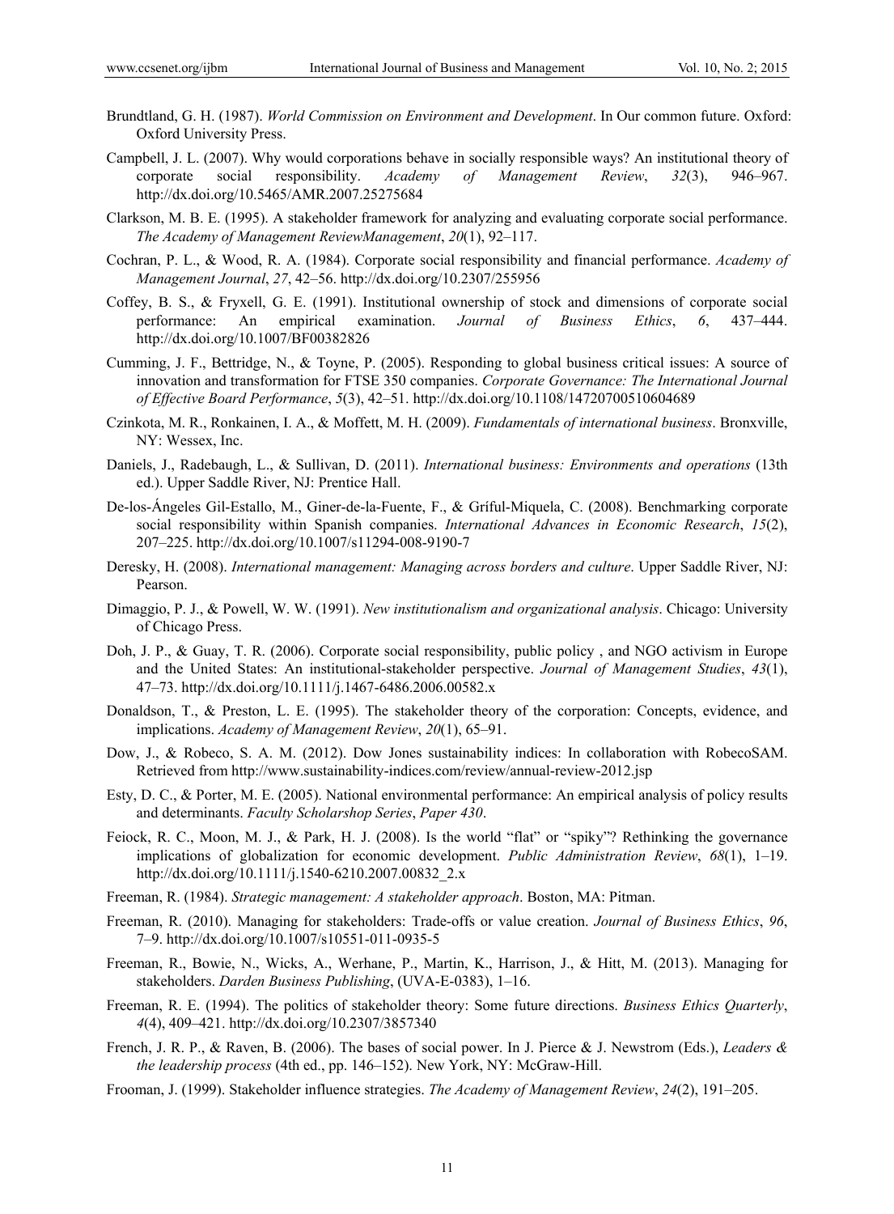Brundtland, G. H. (1987). *World Commission on Environment and Development*. In Our common future. Oxford: Oxford University Press.

Campbell, J. L. (2007). Why would corporations behave in socially responsible ways? An institutional theory of corporate social responsibility. *Academy of Management Review*, *32*(3), 946–967. http://dx.doi.org/10.5465/AMR.2007.25275684

Clarkson, M. B. E. (1995). A stakeholder framework for analyzing and evaluating corporate social performance. *The Academy of Management ReviewManagement*, *20*(1), 92–117.

Cochran, P. L., & Wood, R. A. (1984). Corporate social responsibility and financial performance. *Academy of Management Journal*, *27*, 42–56. http://dx.doi.org/10.2307/255956

Coffey, B. S., & Fryxell, G. E. (1991). Institutional ownership of stock and dimensions of corporate social performance: An empirical examination. *Journal of Business Ethics*, *6*, 437–444. http://dx.doi.org/10.1007/BF00382826

Cumming, J. F., Bettridge, N., & Toyne, P. (2005). Responding to global business critical issues: A source of innovation and transformation for FTSE 350 companies. *Corporate Governance: The International Journal of Effective Board Performance*, *5*(3), 42–51. http://dx.doi.org/10.1108/14720700510604689

Czinkota, M. R., Ronkainen, I. A., & Moffett, M. H. (2009). *Fundamentals of international business*. Bronxville, NY: Wessex, Inc.

Daniels, J., Radebaugh, L., & Sullivan, D. (2011). *International business: Environments and operations* (13th ed.). Upper Saddle River, NJ: Prentice Hall.

De-los-Ángeles Gil-Estallo, M., Giner-de-la-Fuente, F., & Gríful-Miquela, C. (2008). Benchmarking corporate social responsibility within Spanish companies. *International Advances in Economic Research*, *15*(2), 207–225. http://dx.doi.org/10.1007/s11294-008-9190-7

Deresky, H. (2008). *International management: Managing across borders and culture*. Upper Saddle River, NJ: Pearson.

Dimaggio, P. J., & Powell, W. W. (1991). *New institutionalism and organizational analysis*. Chicago: University of Chicago Press.

Doh, J. P., & Guay, T. R. (2006). Corporate social responsibility, public policy , and NGO activism in Europe and the United States: An institutional-stakeholder perspective. *Journal of Management Studies*, *43*(1), 47–73. http://dx.doi.org/10.1111/j.1467-6486.2006.00582.x

Donaldson, T., & Preston, L. E. (1995). The stakeholder theory of the corporation: Concepts, evidence, and implications. *Academy of Management Review*, *20*(1), 65–91.

Dow, J., & Robeco, S. A. M. (2012). Dow Jones sustainability indices: In collaboration with RobecoSAM. Retrieved from http://www.sustainability-indices.com/review/annual-review-2012.jsp

Esty, D. C., & Porter, M. E. (2005). National environmental performance: An empirical analysis of policy results and determinants. *Faculty Scholarshop Series*, *Paper 430*.

Feiock, R. C., Moon, M. J., & Park, H. J. (2008). Is the world "flat" or "spiky"? Rethinking the governance implications of globalization for economic development. *Public Administration Review*, *68*(1), 1–19. http://dx.doi.org/10.1111/j.1540-6210.2007.00832_2.x

Freeman, R. (1984). *Strategic management: A stakeholder approach*. Boston, MA: Pitman.

Freeman, R. (2010). Managing for stakeholders: Trade-offs or value creation. *Journal of Business Ethics*, *96*, 7–9. http://dx.doi.org/10.1007/s10551-011-0935-5

Freeman, R., Bowie, N., Wicks, A., Werhane, P., Martin, K., Harrison, J., & Hitt, M. (2013). Managing for stakeholders. *Darden Business Publishing*, (UVA-E-0383), 1–16.

Freeman, R. E. (1994). The politics of stakeholder theory: Some future directions. *Business Ethics Quarterly*, *4*(4), 409–421. http://dx.doi.org/10.2307/3857340

French, J. R. P., & Raven, B. (2006). The bases of social power. In J. Pierce & J. Newstrom (Eds.), *Leaders & the leadership process* (4th ed., pp. 146–152). New York, NY: McGraw-Hill.

Frooman, J. (1999). Stakeholder influence strategies. *The Academy of Management Review*, *24*(2), 191–205.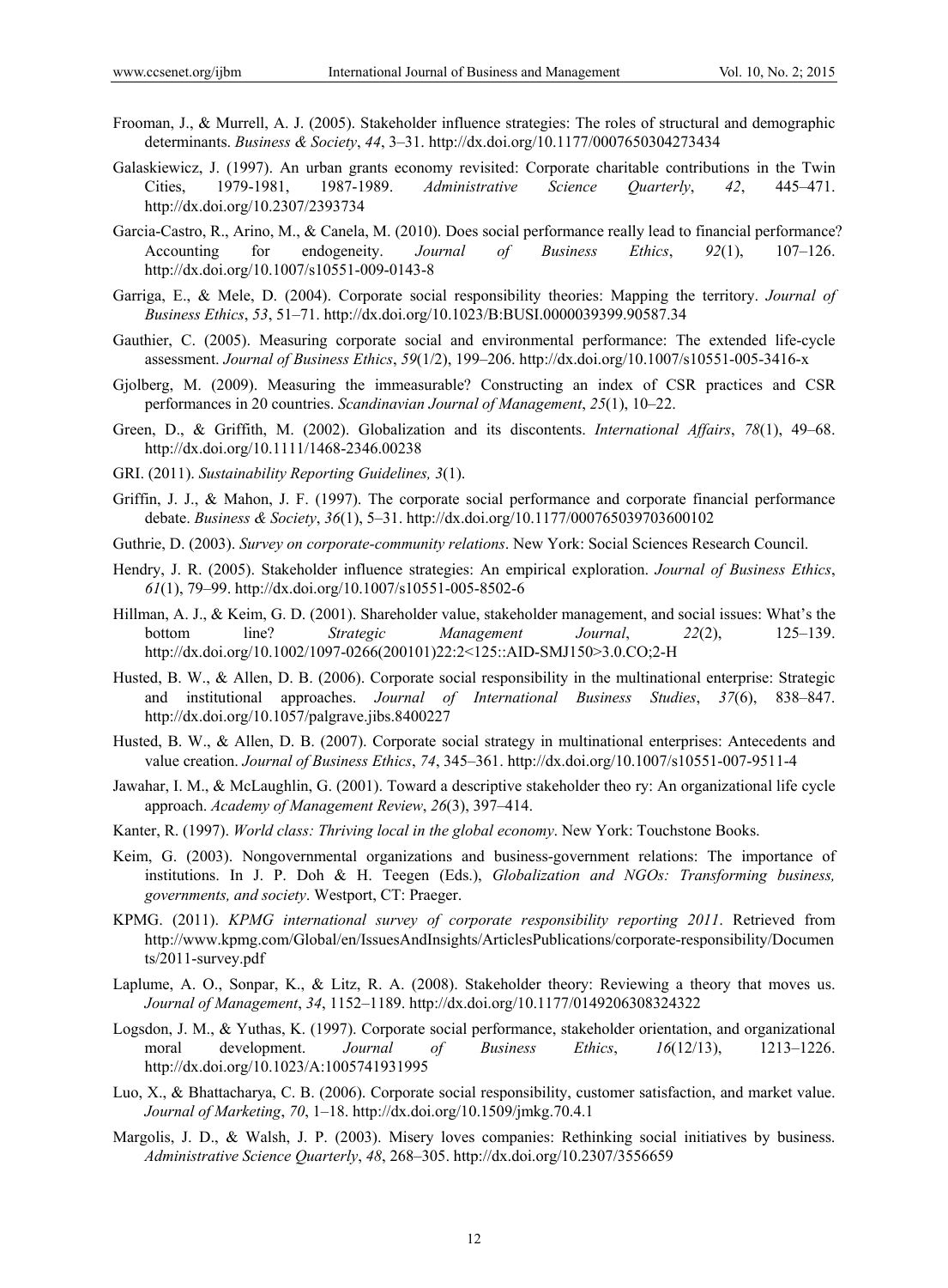Frooman, J., & Murrell, A. J. (2005). Stakeholder influence strategies: The roles of structural and demographic determinants. *Business & Society*, *44*, 3–31. http://dx.doi.org/10.1177/0007650304273434

Galaskiewicz, J. (1997). An urban grants economy revisited: Corporate charitable contributions in the Twin Cities, 1979-1981, 1987-1989. *Administrative Science Quarterly*, *42*, 445–471. http://dx.doi.org/10.2307/2393734

Garcia-Castro, R., Arino, M., & Canela, M. (2010). Does social performance really lead to financial performance? Accounting for endogeneity. *Journal of Business Ethics*, *92*(1), 107–126. http://dx.doi.org/10.1007/s10551-009-0143-8

Garriga, E., & Mele, D. (2004). Corporate social responsibility theories: Mapping the territory. *Journal of Business Ethics*, *53*, 51–71. http://dx.doi.org/10.1023/B:BUSI.0000039399.90587.34

Gauthier, C. (2005). Measuring corporate social and environmental performance: The extended life-cycle assessment. *Journal of Business Ethics*, *59*(1/2), 199–206. http://dx.doi.org/10.1007/s10551-005-3416-x

Gjolberg, M. (2009). Measuring the immeasurable? Constructing an index of CSR practices and CSR performances in 20 countries. *Scandinavian Journal of Management*, *25*(1), 10–22.

Green, D., & Griffith, M. (2002). Globalization and its discontents. *International Affairs*, *78*(1), 49–68. http://dx.doi.org/10.1111/1468-2346.00238

GRI. (2011). *Sustainability Reporting Guidelines, 3*(1).

Griffin, J. J., & Mahon, J. F. (1997). The corporate social performance and corporate financial performance debate. *Business & Society*, *36*(1), 5–31. http://dx.doi.org/10.1177/000765039703600102

Guthrie, D. (2003). *Survey on corporate-community relations*. New York: Social Sciences Research Council.

Hendry, J. R. (2005). Stakeholder influence strategies: An empirical exploration. *Journal of Business Ethics*, *61*(1), 79–99. http://dx.doi.org/10.1007/s10551-005-8502-6

Hillman, A. J., & Keim, G. D. (2001). Shareholder value, stakeholder management, and social issues: What's the bottom line? *Strategic Management Journal*, *22*(2), 125–139. http://dx.doi.org/10.1002/1097-0266(200101)22:2<125::AID-SMJ150>3.0.CO;2-H

Husted, B. W., & Allen, D. B. (2006). Corporate social responsibility in the multinational enterprise: Strategic and institutional approaches. *Journal of International Business Studies*, *37*(6), 838–847. http://dx.doi.org/10.1057/palgrave.jibs.8400227

Husted, B. W., & Allen, D. B. (2007). Corporate social strategy in multinational enterprises: Antecedents and value creation. *Journal of Business Ethics*, *74*, 345–361. http://dx.doi.org/10.1007/s10551-007-9511-4

Jawahar, I. M., & McLaughlin, G. (2001). Toward a descriptive stakeholder theo ry: An organizational life cycle approach. *Academy of Management Review*, *26*(3), 397–414.

Kanter, R. (1997). *World class: Thriving local in the global economy*. New York: Touchstone Books.

Keim, G. (2003). Nongovernmental organizations and business-government relations: The importance of institutions. In J. P. Doh & H. Teegen (Eds.), *Globalization and NGOs: Transforming business, governments, and society*. Westport, CT: Praeger.

KPMG. (2011). *KPMG international survey of corporate responsibility reporting 2011*. Retrieved from http://www.kpmg.com/Global/en/IssuesAndInsights/ArticlesPublications/corporate-responsibility/Documents/2011-survey.pdf

Laplume, A. O., Sonpar, K., & Litz, R. A. (2008). Stakeholder theory: Reviewing a theory that moves us. *Journal of Management*, *34*, 1152–1189. http://dx.doi.org/10.1177/0149206308324322

Logsdon, J. M., & Yuthas, K. (1997). Corporate social performance, stakeholder orientation, and organizational moral development. *Journal of Business Ethics*, *16*(12/13), 1213–1226. http://dx.doi.org/10.1023/A:1005741931995

Luo, X., & Bhattacharya, C. B. (2006). Corporate social responsibility, customer satisfaction, and market value. *Journal of Marketing*, *70*, 1–18. http://dx.doi.org/10.1509/jmkg.70.4.1

Margolis, J. D., & Walsh, J. P. (2003). Misery loves companies: Rethinking social initiatives by business. *Administrative Science Quarterly*, *48*, 268–305. http://dx.doi.org/10.2307/3556659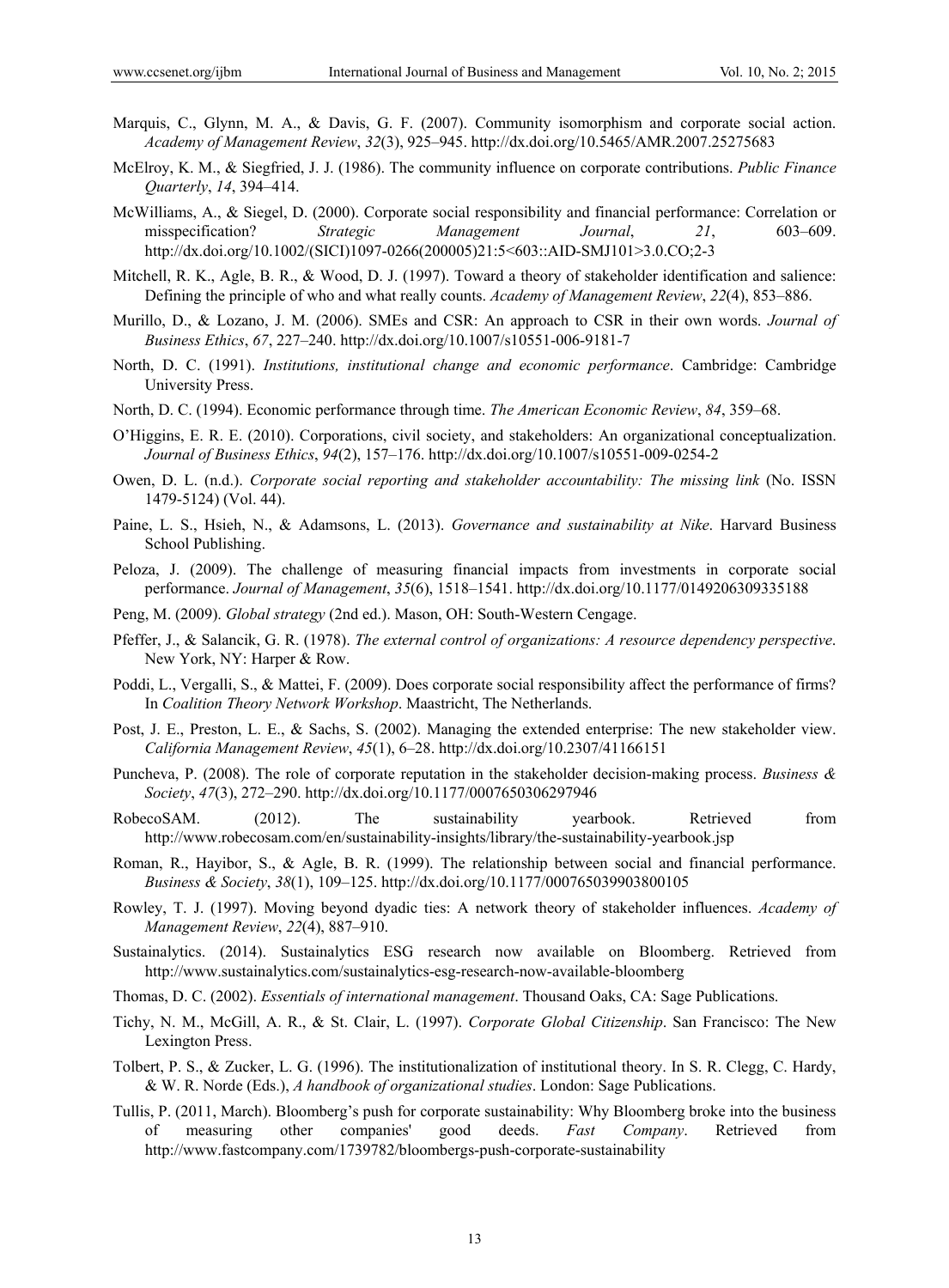Marquis, C., Glynn, M. A., & Davis, G. F. (2007). Community isomorphism and corporate social action. *Academy of Management Review*, *32*(3), 925–945. http://dx.doi.org/10.5465/AMR.2007.25275683

McElroy, K. M., & Siegfried, J. J. (1986). The community influence on corporate contributions. *Public Finance Quarterly*, *14*, 394–414.

McWilliams, A., & Siegel, D. (2000). Corporate social responsibility and financial performance: Correlation or misspecification? *Strategic Management Journal*, *21*, 603–609. http://dx.doi.org/10.1002/(SICI)1097-0266(200005)21:5<603::AID-SMJ101>3.0.CO;2-3

Mitchell, R. K., Agle, B. R., & Wood, D. J. (1997). Toward a theory of stakeholder identification and salience: Defining the principle of who and what really counts. *Academy of Management Review*, *22*(4), 853–886.

Murillo, D., & Lozano, J. M. (2006). SMEs and CSR: An approach to CSR in their own words. *Journal of Business Ethics*, *67*, 227–240. http://dx.doi.org/10.1007/s10551-006-9181-7

North, D. C. (1991). *Institutions, institutional change and economic performance*. Cambridge: Cambridge University Press.

North, D. C. (1994). Economic performance through time. *The American Economic Review*, *84*, 359–68.

O'Higgins, E. R. E. (2010). Corporations, civil society, and stakeholders: An organizational conceptualization. *Journal of Business Ethics*, *94*(2), 157–176. http://dx.doi.org/10.1007/s10551-009-0254-2

Owen, D. L. (n.d.). *Corporate social reporting and stakeholder accountability: The missing link* (No. ISSN 1479-5124) (Vol. 44).

Paine, L. S., Hsieh, N., & Adamsons, L. (2013). *Governance and sustainability at Nike*. Harvard Business School Publishing.

Peloza, J. (2009). The challenge of measuring financial impacts from investments in corporate social performance. *Journal of Management*, *35*(6), 1518–1541. http://dx.doi.org/10.1177/0149206309335188

Peng, M. (2009). *Global strategy* (2nd ed.). Mason, OH: South-Western Cengage.

Pfeffer, J., & Salancik, G. R. (1978). *The external control of organizations: A resource dependency perspective*. New York, NY: Harper & Row.

Poddi, L., Vergalli, S., & Mattei, F. (2009). Does corporate social responsibility affect the performance of firms? In *Coalition Theory Network Workshop*. Maastricht, The Netherlands.

Post, J. E., Preston, L. E., & Sachs, S. (2002). Managing the extended enterprise: The new stakeholder view. *California Management Review*, *45*(1), 6–28. http://dx.doi.org/10.2307/41166151

Puncheva, P. (2008). The role of corporate reputation in the stakeholder decision-making process. *Business & Society*, *47*(3), 272–290. http://dx.doi.org/10.1177/0007650306297946

RobecoSAM. (2012). The sustainability yearbook. Retrieved from http://www.robecosam.com/en/sustainability-insights/library/the-sustainability-yearbook.jsp

Roman, R., Hayibor, S., & Agle, B. R. (1999). The relationship between social and financial performance. *Business & Society*, *38*(1), 109–125. http://dx.doi.org/10.1177/000765039903800105

Rowley, T. J. (1997). Moving beyond dyadic ties: A network theory of stakeholder influences. *Academy of Management Review*, *22*(4), 887–910.

Sustainalytics. (2014). Sustainalytics ESG research now available on Bloomberg. Retrieved from http://www.sustainalytics.com/sustainalytics-esg-research-now-available-bloomberg

Thomas, D. C. (2002). *Essentials of international management*. Thousand Oaks, CA: Sage Publications.

Tichy, N. M., McGill, A. R., & St. Clair, L. (1997). *Corporate Global Citizenship*. San Francisco: The New Lexington Press.

Tolbert, P. S., & Zucker, L. G. (1996). The institutionalization of institutional theory. In S. R. Clegg, C. Hardy, & W. R. Norde (Eds.), *A handbook of organizational studies*. London: Sage Publications.

Tullis, P. (2011, March). Bloomberg's push for corporate sustainability: Why Bloomberg broke into the business of measuring other companies' good deeds. *Fast Company*. Retrieved from http://www.fastcompany.com/1739782/bloombergs-push-corporate-sustainability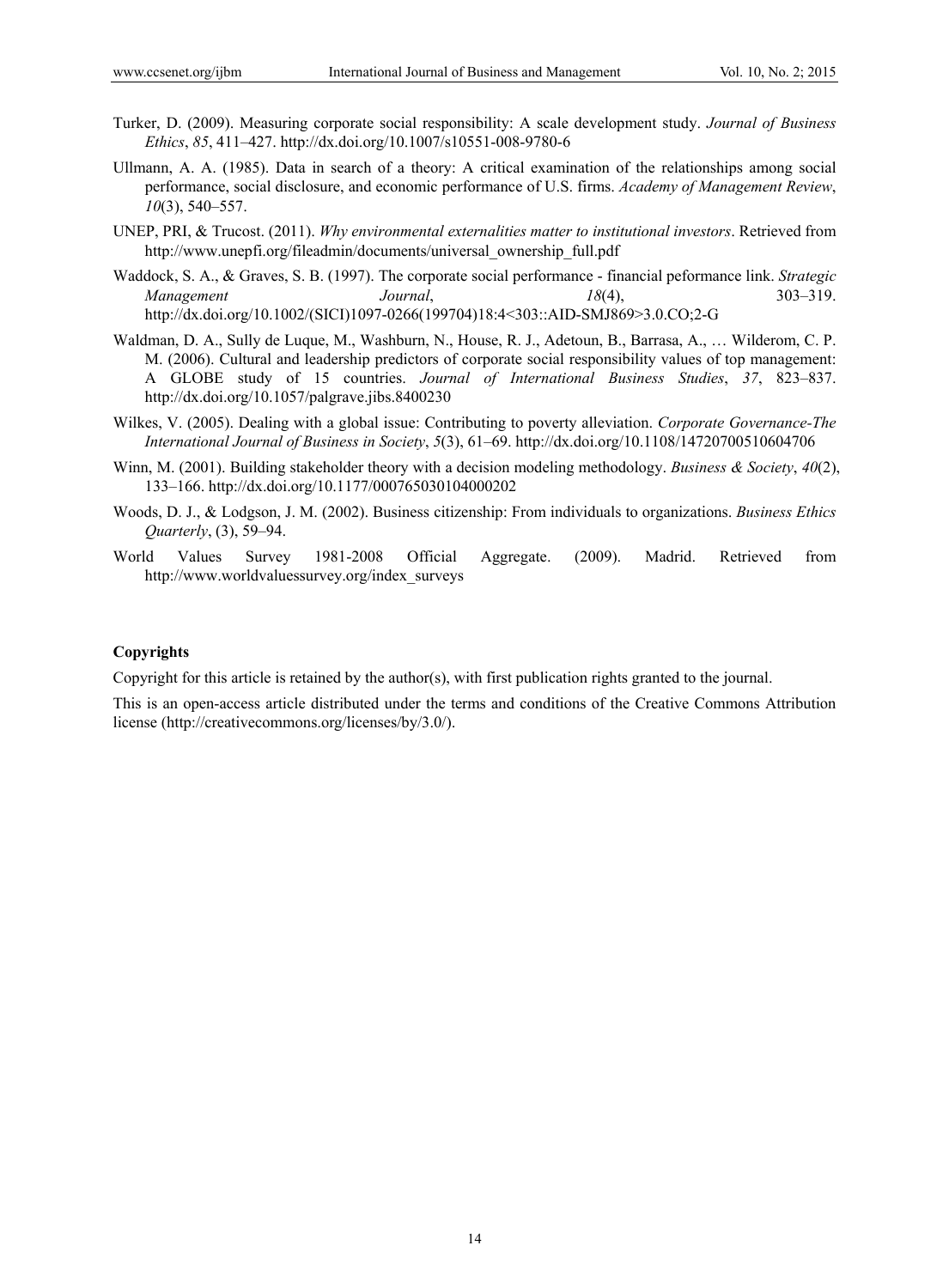Turker, D. (2009). Measuring corporate social responsibility: A scale development study. *Journal of Business Ethics*, *85*, 411–427. http://dx.doi.org/10.1007/s10551-008-9780-6

Ullmann, A. A. (1985). Data in search of a theory: A critical examination of the relationships among social performance, social disclosure, and economic performance of U.S. firms. *Academy of Management Review*, *10*(3), 540–557.

UNEP, PRI, & Trucost. (2011). *Why environmental externalities matter to institutional investors*. Retrieved from http://www.unepfi.org/fileadmin/documents/universal_ownership_full.pdf

Waddock, S. A., & Graves, S. B. (1997). The corporate social performance - financial peformance link. *Strategic Management Journal*, *18*(4), 303–319. http://dx.doi.org/10.1002/(SICI)1097-0266(199704)18:4<303::AID-SMJ869>3.0.CO;2-G

Waldman, D. A., Sully de Luque, M., Washburn, N., House, R. J., Adetoun, B., Barrasa, A., … Wilderom, C. P. M. (2006). Cultural and leadership predictors of corporate social responsibility values of top management: A GLOBE study of 15 countries. *Journal of International Business Studies*, *37*, 823–837. http://dx.doi.org/10.1057/palgrave.jibs.8400230

Wilkes, V. (2005). Dealing with a global issue: Contributing to poverty alleviation. *Corporate Governance-The International Journal of Business in Society*, *5*(3), 61–69. http://dx.doi.org/10.1108/14720700510604706

Winn, M. (2001). Building stakeholder theory with a decision modeling methodology. *Business & Society*, *40*(2), 133–166. http://dx.doi.org/10.1177/000765030104000202

Woods, D. J., & Lodgson, J. M. (2002). Business citizenship: From individuals to organizations. *Business Ethics Quarterly*, (3), 59–94.

World Values Survey 1981-2008 Official Aggregate. (2009). Madrid. Retrieved from http://www.worldvaluessurvey.org/index_surveys

**Copyrights**

Copyright for this article is retained by the author(s), with first publication rights granted to the journal.

This is an open-access article distributed under the terms and conditions of the Creative Commons Attribution license (http://creativecommons.org/licenses/by/3.0/).